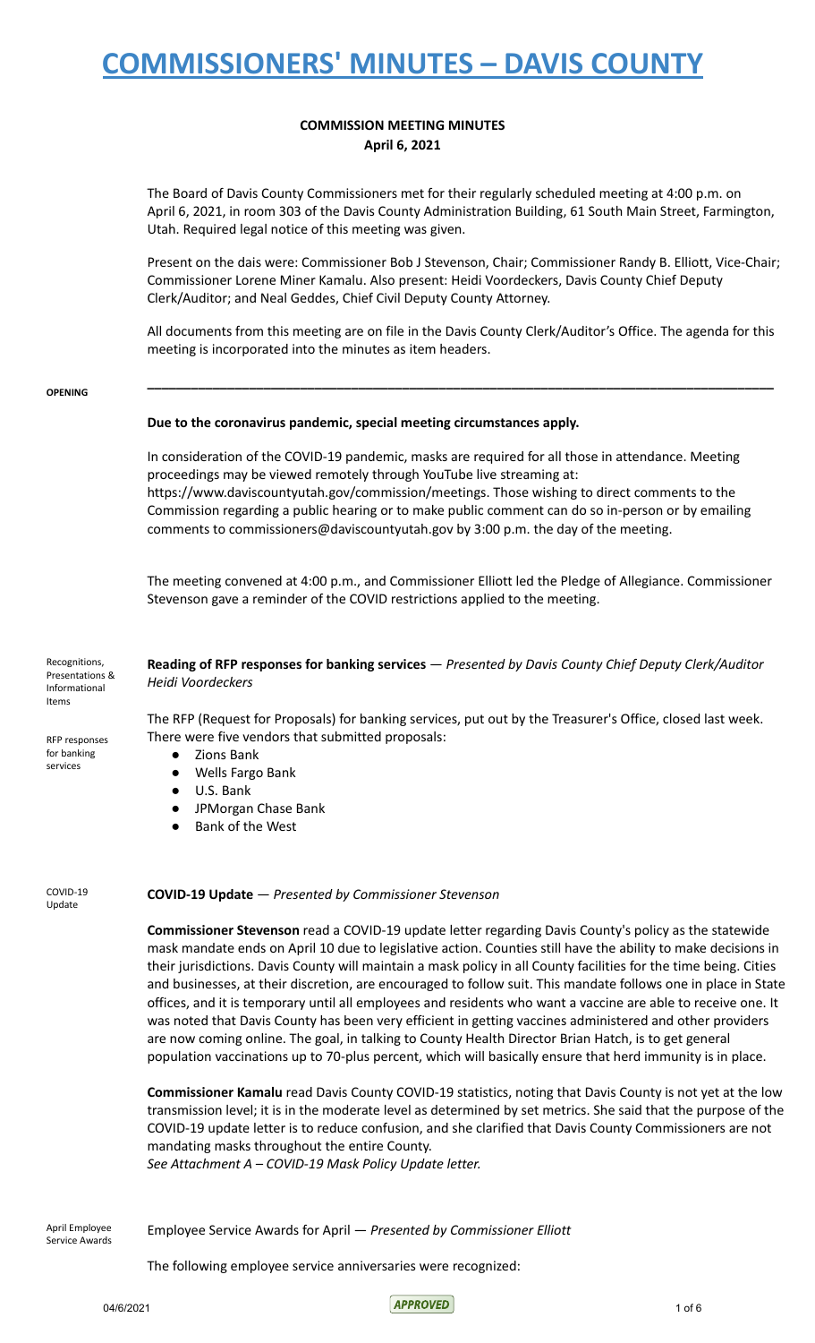# COMMISSIONERS' MINUTES – DAVIS COUNTY

**COMMISSION MEETING MINUTES**
**April 6, 2021**

The Board of Davis County Commissioners met for their regularly scheduled meeting at 4:00 p.m. on April 6, 2021, in room 303 of the Davis County Administration Building, 61 South Main Street, Farmington, Utah. Required legal notice of this meeting was given.

Present on the dais were: Commissioner Bob J Stevenson, Chair; Commissioner Randy B. Elliott, Vice-Chair; Commissioner Lorene Miner Kamalu. Also present: Heidi Voordeckers, Davis County Chief Deputy Clerk/Auditor; and Neal Geddes, Chief Civil Deputy County Attorney.

All documents from this meeting are on file in the Davis County Clerk/Auditor's Office. The agenda for this meeting is incorporated into the minutes as item headers.

---

**OPENING**

**Due to the coronavirus pandemic, special meeting circumstances apply.**

In consideration of the COVID-19 pandemic, masks are required for all those in attendance. Meeting proceedings may be viewed remotely through YouTube live streaming at: https://www.daviscountyutah.gov/commission/meetings. Those wishing to direct comments to the Commission regarding a public hearing or to make public comment can do so in-person or by emailing comments to commissioners@daviscountyutah.gov by 3:00 p.m. the day of the meeting.

The meeting convened at 4:00 p.m., and Commissioner Elliott led the Pledge of Allegiance. Commissioner Stevenson gave a reminder of the COVID restrictions applied to the meeting.

Recognitions, Presentations & Informational Items

RFP responses for banking services

**Reading of RFP responses for banking services** — *Presented by Davis County Chief Deputy Clerk/Auditor Heidi Voordeckers*

The RFP (Request for Proposals) for banking services, put out by the Treasurer's Office, closed last week. There were five vendors that submitted proposals:

- Zions Bank
- Wells Fargo Bank
- U.S. Bank
- JPMorgan Chase Bank
- Bank of the West

COVID-19 Update

**COVID-19 Update** — *Presented by Commissioner Stevenson*

**Commissioner Stevenson** read a COVID-19 update letter regarding Davis County's policy as the statewide mask mandate ends on April 10 due to legislative action. Counties still have the ability to make decisions in their jurisdictions. Davis County will maintain a mask policy in all County facilities for the time being. Cities and businesses, at their discretion, are encouraged to follow suit. This mandate follows one in place in State offices, and it is temporary until all employees and residents who want a vaccine are able to receive one. It was noted that Davis County has been very efficient in getting vaccines administered and other providers are now coming online. The goal, in talking to County Health Director Brian Hatch, is to get general population vaccinations up to 70-plus percent, which will basically ensure that herd immunity is in place.

**Commissioner Kamalu** read Davis County COVID-19 statistics, noting that Davis County is not yet at the low transmission level; it is in the moderate level as determined by set metrics. She said that the purpose of the COVID-19 update letter is to reduce confusion, and she clarified that Davis County Commissioners are not mandating masks throughout the entire County.
*See Attachment A – COVID-19 Mask Policy Update letter.*

April Employee Service Awards

Employee Service Awards for April — *Presented by Commissioner Elliott*

The following employee service anniversaries were recognized: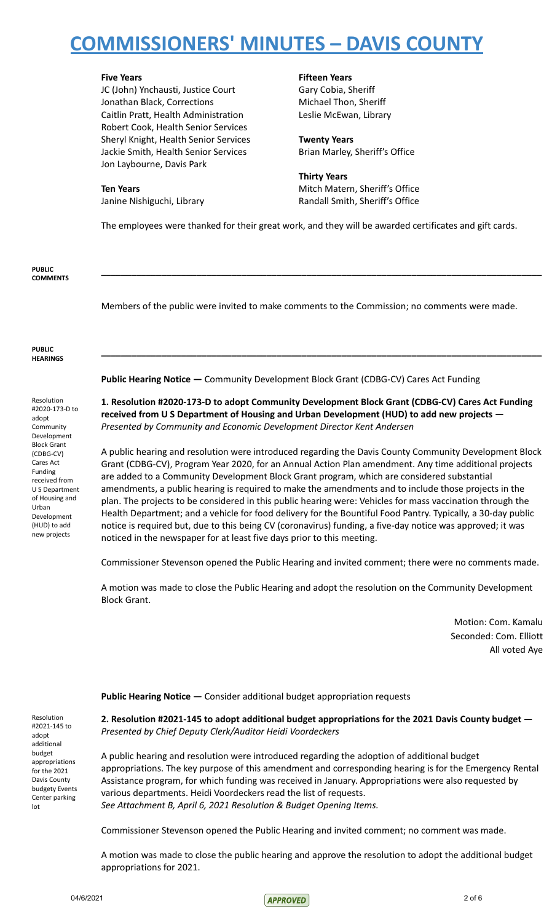**Five Years**
JC (John) Ynchausti, Justice Court
Jonathan Black, Corrections
Caitlin Pratt, Health Administration
Robert Cook, Health Senior Services
Sheryl Knight, Health Senior Services
Jackie Smith, Health Senior Services
Jon Laybourne, Davis Park

**Ten Years**
Janine Nishiguchi, Library

**Fifteen Years**
Gary Cobia, Sheriff
Michael Thon, Sheriff
Leslie McEwan, Library

**Twenty Years**
Brian Marley, Sheriff's Office

**Thirty Years**
Mitch Matern, Sheriff's Office
Randall Smith, Sheriff's Office

The employees were thanked for their great work, and they will be awarded certificates and gift cards.

**PUBLIC COMMENTS**

---

Members of the public were invited to make comments to the Commission; no comments were made.

**PUBLIC HEARINGS**

---

**Public Hearing Notice —** Community Development Block Grant (CDBG-CV) Cares Act Funding

Resolution #2020-173-D to adopt Community Development Block Grant (CDBG-CV) Cares Act Funding received from U S Department of Housing and Urban Development (HUD) to add new projects

**1. Resolution #2020-173-D to adopt Community Development Block Grant (CDBG-CV) Cares Act Funding received from U S Department of Housing and Urban Development (HUD) to add new projects** — *Presented by Community and Economic Development Director Kent Andersen*

A public hearing and resolution were introduced regarding the Davis County Community Development Block Grant (CDBG-CV), Program Year 2020, for an Annual Action Plan amendment. Any time additional projects are added to a Community Development Block Grant program, which are considered substantial amendments, a public hearing is required to make the amendments and to include those projects in the plan. The projects to be considered in this public hearing were: Vehicles for mass vaccination through the Health Department; and a vehicle for food delivery for the Bountiful Food Pantry. Typically, a 30-day public notice is required but, due to this being CV (coronavirus) funding, a five-day notice was approved; it was noticed in the newspaper for at least five days prior to this meeting.

Commissioner Stevenson opened the Public Hearing and invited comment; there were no comments made.

A motion was made to close the Public Hearing and adopt the resolution on the Community Development Block Grant.

Motion: Com. Kamalu
Seconded: Com. Elliott
All voted Aye

**Public Hearing Notice —** Consider additional budget appropriation requests

Resolution #2021-145 to adopt additional budget appropriations for the 2021 Davis County budgety Events Center parking lot

**2. Resolution #2021-145 to adopt additional budget appropriations for the 2021 Davis County budget** — *Presented by Chief Deputy Clerk/Auditor Heidi Voordeckers*

A public hearing and resolution were introduced regarding the adoption of additional budget appropriations. The key purpose of this amendment and corresponding hearing is for the Emergency Rental Assistance program, for which funding was received in January. Appropriations were also requested by various departments. Heidi Voordeckers read the list of requests.
*See Attachment B, April 6, 2021 Resolution & Budget Opening Items.*

Commissioner Stevenson opened the Public Hearing and invited comment; no comment was made.

A motion was made to close the public hearing and approve the resolution to adopt the additional budget appropriations for 2021.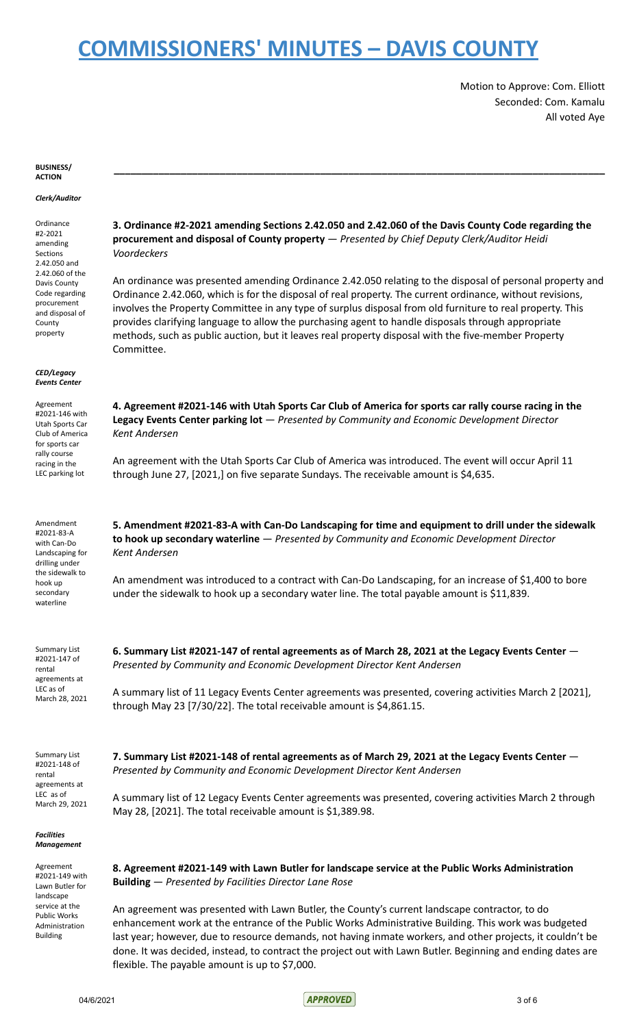Motion to Approve: Com. Elliott
Seconded: Com. Kamalu
All voted Aye

**BUSINESS/ ACTION**

***Clerk/Auditor***

Ordinance #2-2021 amending Sections 2.42.050 and 2.42.060 of the Davis County Code regarding procurement and disposal of County property

**3. Ordinance #2-2021 amending Sections 2.42.050 and 2.42.060 of the Davis County Code regarding the procurement and disposal of County property** — *Presented by Chief Deputy Clerk/Auditor Heidi Voordeckers*

An ordinance was presented amending Ordinance 2.42.050 relating to the disposal of personal property and Ordinance 2.42.060, which is for the disposal of real property. The current ordinance, without revisions, involves the Property Committee in any type of surplus disposal from old furniture to real property. This provides clarifying language to allow the purchasing agent to handle disposals through appropriate methods, such as public auction, but it leaves real property disposal with the five-member Property Committee.

***CED/Legacy Events Center***

Agreement #2021-146 with Utah Sports Car Club of America for sports car rally course racing in the LEC parking lot

**4. Agreement #2021-146 with Utah Sports Car Club of America for sports car rally course racing in the Legacy Events Center parking lot** — *Presented by Community and Economic Development Director Kent Andersen*

An agreement with the Utah Sports Car Club of America was introduced. The event will occur April 11 through June 27, [2021,] on five separate Sundays. The receivable amount is $4,635.

Amendment #2021-83-A with Can-Do Landscaping for drilling under the sidewalk to hook up secondary waterline

**5. Amendment #2021-83-A with Can-Do Landscaping for time and equipment to drill under the sidewalk to hook up secondary waterline** — *Presented by Community and Economic Development Director Kent Andersen*

An amendment was introduced to a contract with Can-Do Landscaping, for an increase of $1,400 to bore under the sidewalk to hook up a secondary water line. The total payable amount is $11,839.

Summary List #2021-147 of rental agreements at LEC as of March 28, 2021

**6. Summary List #2021-147 of rental agreements as of March 28, 2021 at the Legacy Events Center** — *Presented by Community and Economic Development Director Kent Andersen*

A summary list of 11 Legacy Events Center agreements was presented, covering activities March 2 [2021], through May 23 [7/30/22]. The total receivable amount is $4,861.15.

Summary List #2021-148 of rental agreements at LEC as of March 29, 2021

**7. Summary List #2021-148 of rental agreements as of March 29, 2021 at the Legacy Events Center** — *Presented by Community and Economic Development Director Kent Andersen*

A summary list of 12 Legacy Events Center agreements was presented, covering activities March 2 through May 28, [2021]. The total receivable amount is $1,389.98.

***Facilities Management***

Agreement #2021-149 with Lawn Butler for landscape service at the Public Works Administration Building

**8. Agreement #2021-149 with Lawn Butler for landscape service at the Public Works Administration Building** — *Presented by Facilities Director Lane Rose*

An agreement was presented with Lawn Butler, the County's current landscape contractor, to do enhancement work at the entrance of the Public Works Administrative Building. This work was budgeted last year; however, due to resource demands, not having inmate workers, and other projects, it couldn't be done. It was decided, instead, to contract the project out with Lawn Butler. Beginning and ending dates are flexible. The payable amount is up to $7,000.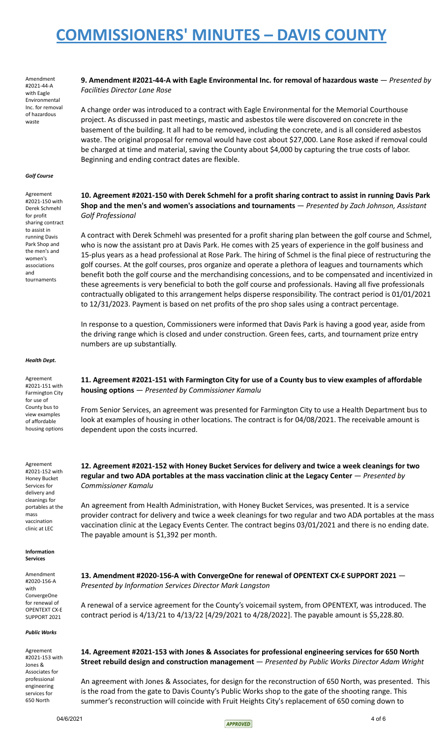# COMMISSIONERS' MINUTES – DAVIS COUNTY

Amendment #2021-44-A with Eagle Environmental Inc. for removal of hazardous waste

**9. Amendment #2021-44-A with Eagle Environmental Inc. for removal of hazardous waste** — *Presented by Facilities Director Lane Rose*

A change order was introduced to a contract with Eagle Environmental for the Memorial Courthouse project. As discussed in past meetings, mastic and asbestos tile were discovered on concrete in the basement of the building. It all had to be removed, including the concrete, and is all considered asbestos waste. The original proposal for removal would have cost about $27,000. Lane Rose asked if removal could be charged at time and material, saving the County about $4,000 by capturing the true costs of labor. Beginning and ending contract dates are flexible.

***Golf Course***

Agreement #2021-150 with Derek Schmehl for profit sharing contract to assist in running Davis Park Shop and the men's and women's associations and tournaments

**10. Agreement #2021-150 with Derek Schmehl for a profit sharing contract to assist in running Davis Park Shop and the men's and women's associations and tournaments** — *Presented by Zach Johnson, Assistant Golf Professional*

A contract with Derek Schmehl was presented for a profit sharing plan between the golf course and Schmel, who is now the assistant pro at Davis Park. He comes with 25 years of experience in the golf business and 15-plus years as a head professional at Rose Park. The hiring of Schmel is the final piece of restructuring the golf courses. At the golf courses, pros organize and operate a plethora of leagues and tournaments which benefit both the golf course and the merchandising concessions, and to be compensated and incentivized in these agreements is very beneficial to both the golf course and professionals. Having all five professionals contractually obligated to this arrangement helps disperse responsibility. The contract period is 01/01/2021 to 12/31/2023. Payment is based on net profits of the pro shop sales using a contract percentage.

In response to a question, Commissioners were informed that Davis Park is having a good year, aside from the driving range which is closed and under construction. Green fees, carts, and tournament prize entry numbers are up substantially.

***Health Dept.***

Agreement #2021-151 with Farmington City for use of County bus to view examples of affordable housing options

**11. Agreement #2021-151 with Farmington City for use of a County bus to view examples of affordable housing options** — *Presented by Commissioner Kamalu*

From Senior Services, an agreement was presented for Farmington City to use a Health Department bus to look at examples of housing in other locations. The contract is for 04/08/2021. The receivable amount is dependent upon the costs incurred.

Agreement #2021-152 with Honey Bucket Services for delivery and cleanings for portables at the mass vaccination clinic at LEC

**12. Agreement #2021-152 with Honey Bucket Services for delivery and twice a week cleanings for two regular and two ADA portables at the mass vaccination clinic at the Legacy Center** — *Presented by Commissioner Kamalu*

An agreement from Health Administration, with Honey Bucket Services, was presented. It is a service provider contract for delivery and twice a week cleanings for two regular and two ADA portables at the mass vaccination clinic at the Legacy Events Center. The contract begins 03/01/2021 and there is no ending date. The payable amount is $1,392 per month.

**Information Services**

Amendment #2020-156-A with ConvergeOne for renewal of OPENTEXT CX-E SUPPORT 2021

**13. Amendment #2020-156-A with ConvergeOne for renewal of OPENTEXT CX-E SUPPORT 2021** — *Presented by Information Services Director Mark Langston*

A renewal of a service agreement for the County's voicemail system, from OPENTEXT, was introduced. The contract period is 4/13/21 to 4/13/22 [4/29/2021 to 4/28/2022]. The payable amount is $5,228.80.

***Public Works***

Agreement #2021-153 with Jones & Associates for professional engineering services for 650 North

**14. Agreement #2021-153 with Jones & Associates for professional engineering services for 650 North Street rebuild design and construction management** — *Presented by Public Works Director Adam Wright*

An agreement with Jones & Associates, for design for the reconstruction of 650 North, was presented. This is the road from the gate to Davis County's Public Works shop to the gate of the shooting range. This summer's reconstruction will coincide with Fruit Heights City's replacement of 650 coming down to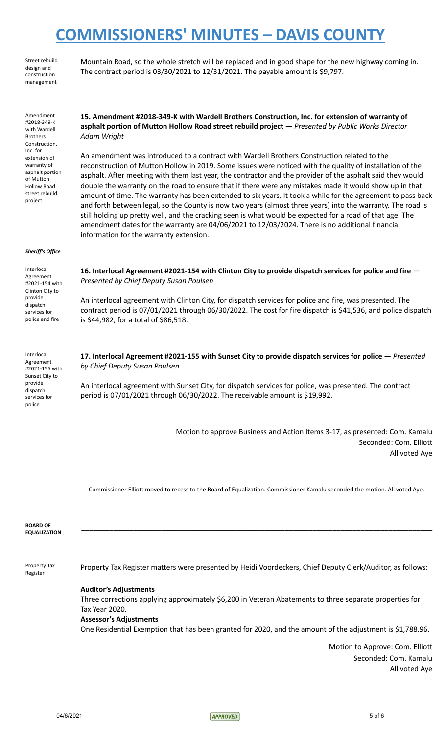Street rebuild design and construction management

Mountain Road, so the whole stretch will be replaced and in good shape for the new highway coming in. The contract period is 03/30/2021 to 12/31/2021. The payable amount is $9,797.

Amendment #2018-349-K with Wardell Brothers Construction, Inc. for extension of warranty of asphalt portion of Mutton Hollow Road street rebuild project

**15. Amendment #2018-349-K with Wardell Brothers Construction, Inc. for extension of warranty of asphalt portion of Mutton Hollow Road street rebuild project** — *Presented by Public Works Director Adam Wright*

An amendment was introduced to a contract with Wardell Brothers Construction related to the reconstruction of Mutton Hollow in 2019. Some issues were noticed with the quality of installation of the asphalt. After meeting with them last year, the contractor and the provider of the asphalt said they would double the warranty on the road to ensure that if there were any mistakes made it would show up in that amount of time. The warranty has been extended to six years. It took a while for the agreement to pass back and forth between legal, so the County is now two years (almost three years) into the warranty. The road is still holding up pretty well, and the cracking seen is what would be expected for a road of that age. The amendment dates for the warranty are 04/06/2021 to 12/03/2024. There is no additional financial information for the warranty extension.

***Sheriff's Office***

Interlocal Agreement #2021-154 with Clinton City to provide dispatch services for police and fire

**16. Interlocal Agreement #2021-154 with Clinton City to provide dispatch services for police and fire** — *Presented by Chief Deputy Susan Poulsen*

An interlocal agreement with Clinton City, for dispatch services for police and fire, was presented. The contract period is 07/01/2021 through 06/30/2022. The cost for fire dispatch is $41,536, and police dispatch is $44,982, for a total of $86,518.

Interlocal Agreement #2021-155 with Sunset City to provide dispatch services for police

**17. Interlocal Agreement #2021-155 with Sunset City to provide dispatch services for police** — *Presented by Chief Deputy Susan Poulsen*

An interlocal agreement with Sunset City, for dispatch services for police, was presented. The contract period is 07/01/2021 through 06/30/2022. The receivable amount is $19,992.

Motion to approve Business and Action Items 3-17, as presented: Com. Kamalu
Seconded: Com. Elliott
All voted Aye

Commissioner Elliott moved to recess to the Board of Equalization. Commissioner Kamalu seconded the motion. All voted Aye.

**BOARD OF EQUALIZATION**

---

Property Tax Register

Property Tax Register matters were presented by Heidi Voordeckers, Chief Deputy Clerk/Auditor, as follows:

**Auditor's Adjustments**

Three corrections applying approximately $6,200 in Veteran Abatements to three separate properties for Tax Year 2020.

**Assessor's Adjustments**

One Residential Exemption that has been granted for 2020, and the amount of the adjustment is $1,788.96.

Motion to Approve: Com. Elliott
Seconded: Com. Kamalu
All voted Aye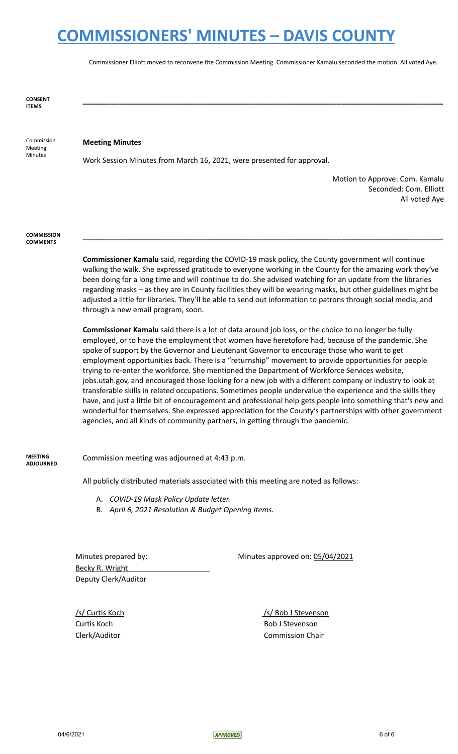# COMMISSIONERS' MINUTES – DAVIS COUNTY

Commissioner Elliott moved to reconvene the Commission Meeting. Commissioner Kamalu seconded the motion. All voted Aye.

**CONSENT ITEMS**

---

Commission Meeting Minutes

**Meeting Minutes**

Work Session Minutes from March 16, 2021, were presented for approval.

Motion to Approve: Com. Kamalu
Seconded: Com. Elliott
All voted Aye

**COMMISSION COMMENTS**

---

**Commissioner Kamalu** said, regarding the COVID-19 mask policy, the County government will continue walking the walk. She expressed gratitude to everyone working in the County for the amazing work they've been doing for a long time and will continue to do. She advised watching for an update from the libraries regarding masks – as they are in County facilities they will be wearing masks, but other guidelines might be adjusted a little for libraries. They'll be able to send out information to patrons through social media, and through a new email program, soon.

**Commissioner Kamalu** said there is a lot of data around job loss, or the choice to no longer be fully employed, or to have the employment that women have heretofore had, because of the pandemic. She spoke of support by the Governor and Lieutenant Governor to encourage those who want to get employment opportunities back. There is a "returnship" movement to provide opportunities for people trying to re-enter the workforce. She mentioned the Department of Workforce Services website, jobs.utah.gov, and encouraged those looking for a new job with a different company or industry to look at transferable skills in related occupations. Sometimes people undervalue the experience and the skills they have, and just a little bit of encouragement and professional help gets people into something that's new and wonderful for themselves. She expressed appreciation for the County's partnerships with other government agencies, and all kinds of community partners, in getting through the pandemic.

**MEETING ADJOURNED**

Commission meeting was adjourned at 4:43 p.m.

All publicly distributed materials associated with this meeting are noted as follows:

A. *COVID-19 Mask Policy Update letter.*
B. *April 6, 2021 Resolution & Budget Opening Items.*

Minutes prepared by: Becky R. Wright
Deputy Clerk/Auditor

Minutes approved on: 05/04/2021

/s/ Curtis Koch
Curtis Koch
Clerk/Auditor

/s/ Bob J Stevenson
Bob J Stevenson
Commission Chair